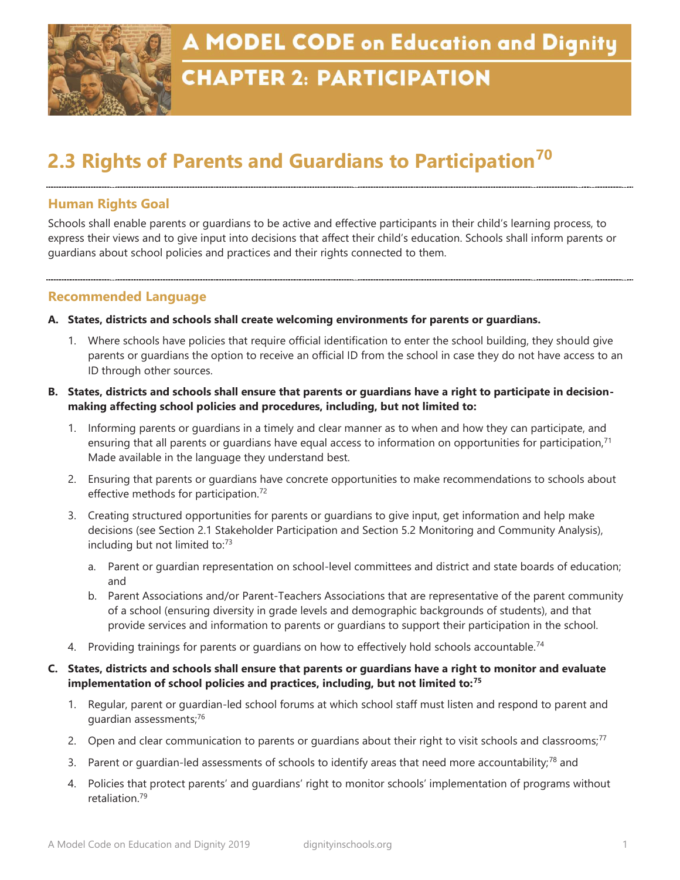# A MODEL CODE on Education and Dignity

# CHAPTER 2: PARTICIPATION

## 2.3 Rights of Parents and Guardians to Participation[70]

### Human Rights Goal

Schools shall enable parents or guardians to be active and effective participants in their child's learning process, to express their views and to give input into decisions that affect their child's education. Schools shall inform parents or guardians about school policies and practices and their rights connected to them.

### Recommended Language

**A. States, districts and schools shall create welcoming environments for parents or guardians.**

1. Where schools have policies that require official identification to enter the school building, they should give parents or guardians the option to receive an official ID from the school in case they do not have access to an ID through other sources.

**B. States, districts and schools shall ensure that parents or guardians have a right to participate in decision-making affecting school policies and procedures, including, but not limited to:**

1. Informing parents or guardians in a timely and clear manner as to when and how they can participate, and ensuring that all parents or guardians have equal access to information on opportunities for participation,[71] Made available in the language they understand best.
2. Ensuring that parents or guardians have concrete opportunities to make recommendations to schools about effective methods for participation.[72]
3. Creating structured opportunities for parents or guardians to give input, get information and help make decisions (see Section 2.1 Stakeholder Participation and Section 5.2 Monitoring and Community Analysis), including but not limited to:[73]
   a. Parent or guardian representation on school-level committees and district and state boards of education; and
   b. Parent Associations and/or Parent-Teachers Associations that are representative of the parent community of a school (ensuring diversity in grade levels and demographic backgrounds of students), and that provide services and information to parents or guardians to support their participation in the school.
4. Providing trainings for parents or guardians on how to effectively hold schools accountable.[74]

**C. States, districts and schools shall ensure that parents or guardians have a right to monitor and evaluate implementation of school policies and practices, including, but not limited to:[75]**

1. Regular, parent or guardian-led school forums at which school staff must listen and respond to parent and guardian assessments;[76]
2. Open and clear communication to parents or guardians about their right to visit schools and classrooms;[77]
3. Parent or guardian-led assessments of schools to identify areas that need more accountability;[78] and
4. Policies that protect parents' and guardians' right to monitor schools' implementation of programs without retaliation.[79]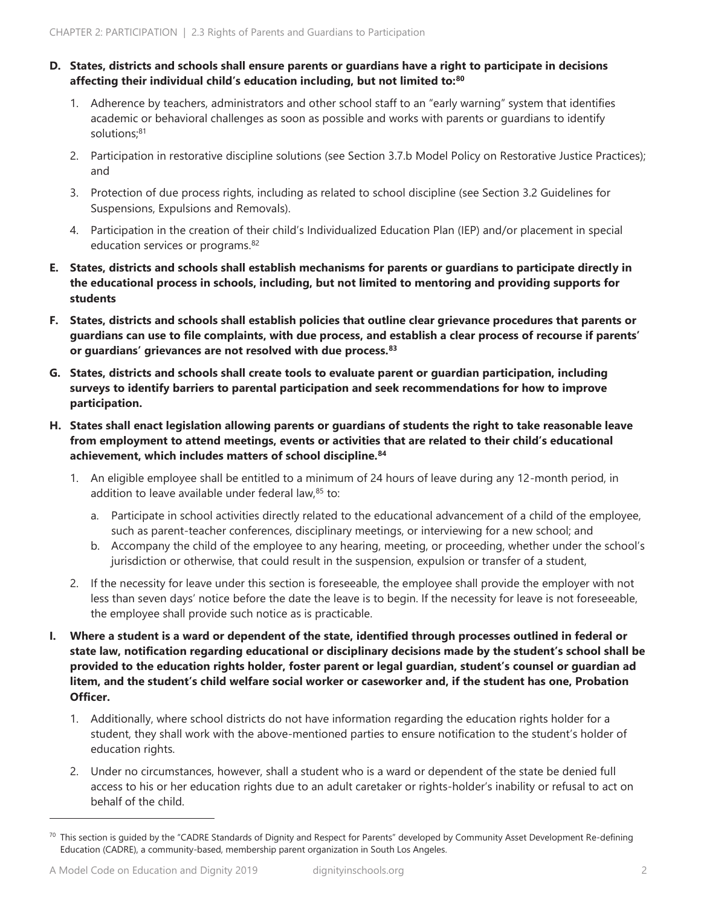**D. States, districts and schools shall ensure parents or guardians have a right to participate in decisions affecting their individual child's education including, but not limited to:[80]**

1. Adherence by teachers, administrators and other school staff to an "early warning" system that identifies academic or behavioral challenges as soon as possible and works with parents or guardians to identify solutions;[81]
2. Participation in restorative discipline solutions (see Section 3.7.b Model Policy on Restorative Justice Practices); and
3. Protection of due process rights, including as related to school discipline (see Section 3.2 Guidelines for Suspensions, Expulsions and Removals).
4. Participation in the creation of their child's Individualized Education Plan (IEP) and/or placement in special education services or programs.[82]

**E. States, districts and schools shall establish mechanisms for parents or guardians to participate directly in the educational process in schools, including, but not limited to mentoring and providing supports for students**

**F. States, districts and schools shall establish policies that outline clear grievance procedures that parents or guardians can use to file complaints, with due process, and establish a clear process of recourse if parents' or guardians' grievances are not resolved with due process.[83]**

**G. States, districts and schools shall create tools to evaluate parent or guardian participation, including surveys to identify barriers to parental participation and seek recommendations for how to improve participation.**

**H. States shall enact legislation allowing parents or guardians of students the right to take reasonable leave from employment to attend meetings, events or activities that are related to their child's educational achievement, which includes matters of school discipline.[84]**

1. An eligible employee shall be entitled to a minimum of 24 hours of leave during any 12-month period, in addition to leave available under federal law,[85] to:
   a. Participate in school activities directly related to the educational advancement of a child of the employee, such as parent-teacher conferences, disciplinary meetings, or interviewing for a new school; and
   b. Accompany the child of the employee to any hearing, meeting, or proceeding, whether under the school's jurisdiction or otherwise, that could result in the suspension, expulsion or transfer of a student,
2. If the necessity for leave under this section is foreseeable, the employee shall provide the employer with not less than seven days' notice before the date the leave is to begin. If the necessity for leave is not foreseeable, the employee shall provide such notice as is practicable.

**I. Where a student is a ward or dependent of the state, identified through processes outlined in federal or state law, notification regarding educational or disciplinary decisions made by the student's school shall be provided to the education rights holder, foster parent or legal guardian, student's counsel or guardian ad litem, and the student's child welfare social worker or caseworker and, if the student has one, Probation Officer.**

1. Additionally, where school districts do not have information regarding the education rights holder for a student, they shall work with the above-mentioned parties to ensure notification to the student's holder of education rights.
2. Under no circumstances, however, shall a student who is a ward or dependent of the state be denied full access to his or her education rights due to an adult caretaker or rights-holder's inability or refusal to act on behalf of the child.

---

[70] This section is guided by the "CADRE Standards of Dignity and Respect for Parents" developed by Community Asset Development Re-defining Education (CADRE), a community-based, membership parent organization in South Los Angeles.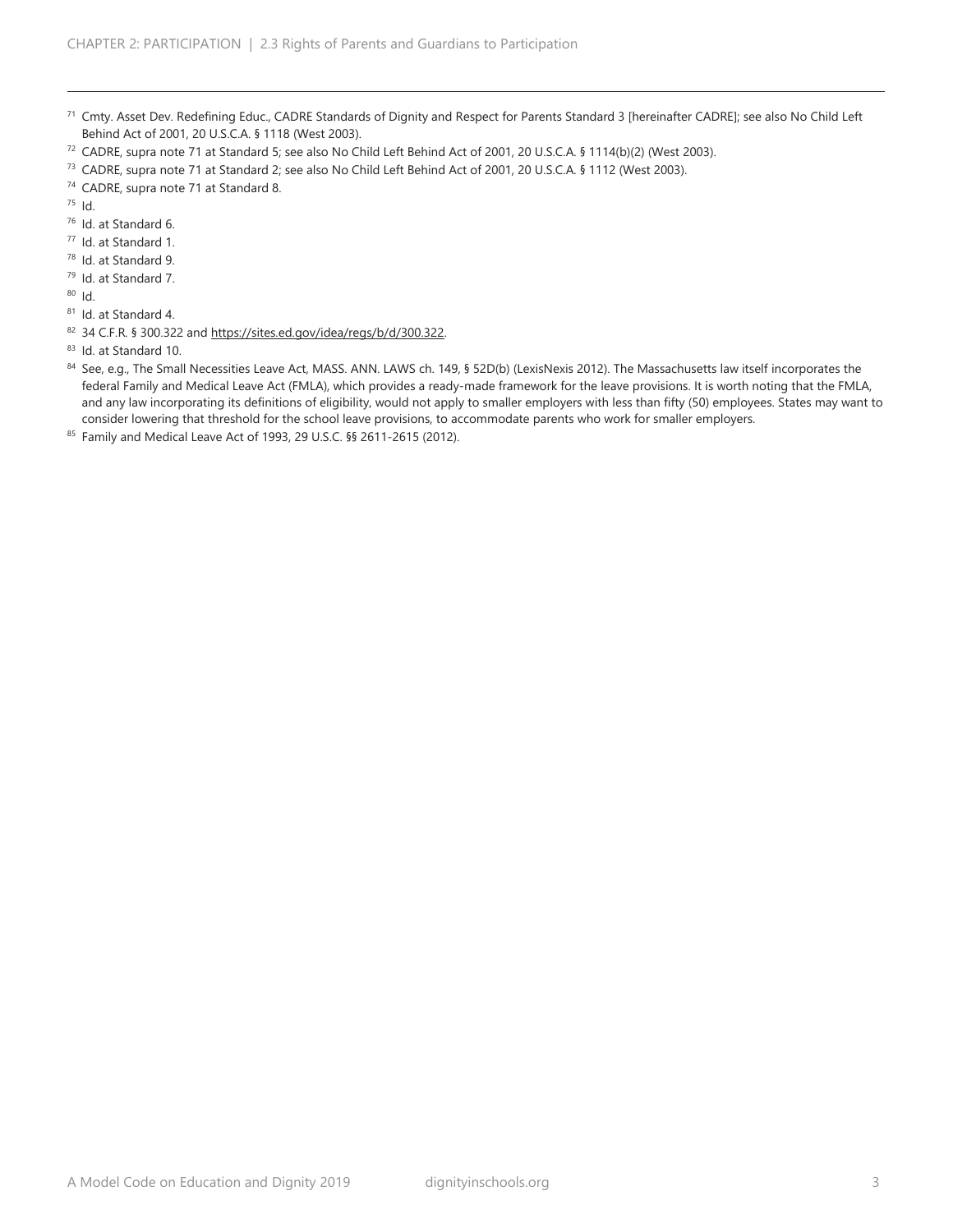[71] Cmty. Asset Dev. Redefining Educ., CADRE Standards of Dignity and Respect for Parents Standard 3 [hereinafter CADRE]; see also No Child Left Behind Act of 2001, 20 U.S.C.A. § 1118 (West 2003).

[72] CADRE, supra note 71 at Standard 5; see also No Child Left Behind Act of 2001, 20 U.S.C.A. § 1114(b)(2) (West 2003).

[73] CADRE, supra note 71 at Standard 2; see also No Child Left Behind Act of 2001, 20 U.S.C.A. § 1112 (West 2003).

[74] CADRE, supra note 71 at Standard 8.

[75] Id.

[76] Id. at Standard 6.

[77] Id. at Standard 1.

[78] Id. at Standard 9.

[79] Id. at Standard 7.

[80] Id.

[81] Id. at Standard 4.

[82] 34 C.F.R. § 300.322 and https://sites.ed.gov/idea/regs/b/d/300.322.

[83] Id. at Standard 10.

[84] See, e.g., The Small Necessities Leave Act, MASS. ANN. LAWS ch. 149, § 52D(b) (LexisNexis 2012). The Massachusetts law itself incorporates the federal Family and Medical Leave Act (FMLA), which provides a ready-made framework for the leave provisions. It is worth noting that the FMLA, and any law incorporating its definitions of eligibility, would not apply to smaller employers with less than fifty (50) employees. States may want to consider lowering that threshold for the school leave provisions, to accommodate parents who work for smaller employers.

[85] Family and Medical Leave Act of 1993, 29 U.S.C. §§ 2611-2615 (2012).